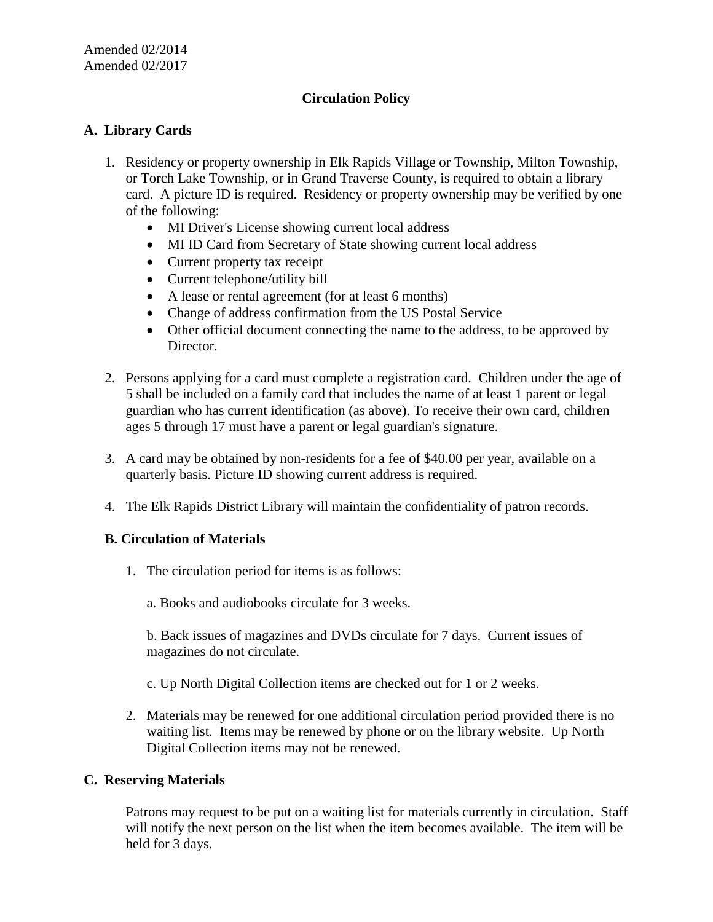Amended 02/2014
Amended 02/2017

# Circulation Policy

## A. Library Cards

1. Residency or property ownership in Elk Rapids Village or Township, Milton Township, or Torch Lake Township, or in Grand Traverse County, is required to obtain a library card. A picture ID is required. Residency or property ownership may be verified by one of the following:
   - MI Driver's License showing current local address
   - MI ID Card from Secretary of State showing current local address
   - Current property tax receipt
   - Current telephone/utility bill
   - A lease or rental agreement (for at least 6 months)
   - Change of address confirmation from the US Postal Service
   - Other official document connecting the name to the address, to be approved by Director.

2. Persons applying for a card must complete a registration card. Children under the age of 5 shall be included on a family card that includes the name of at least 1 parent or legal guardian who has current identification (as above). To receive their own card, children ages 5 through 17 must have a parent or legal guardian's signature.

3. A card may be obtained by non-residents for a fee of $40.00 per year, available on a quarterly basis. Picture ID showing current address is required.

4. The Elk Rapids District Library will maintain the confidentiality of patron records.

## B. Circulation of Materials

1. The circulation period for items is as follows:

   a. Books and audiobooks circulate for 3 weeks.

   b. Back issues of magazines and DVDs circulate for 7 days. Current issues of magazines do not circulate.

   c. Up North Digital Collection items are checked out for 1 or 2 weeks.

2. Materials may be renewed for one additional circulation period provided there is no waiting list. Items may be renewed by phone or on the library website. Up North Digital Collection items may not be renewed.

## C. Reserving Materials

Patrons may request to be put on a waiting list for materials currently in circulation. Staff will notify the next person on the list when the item becomes available. The item will be held for 3 days.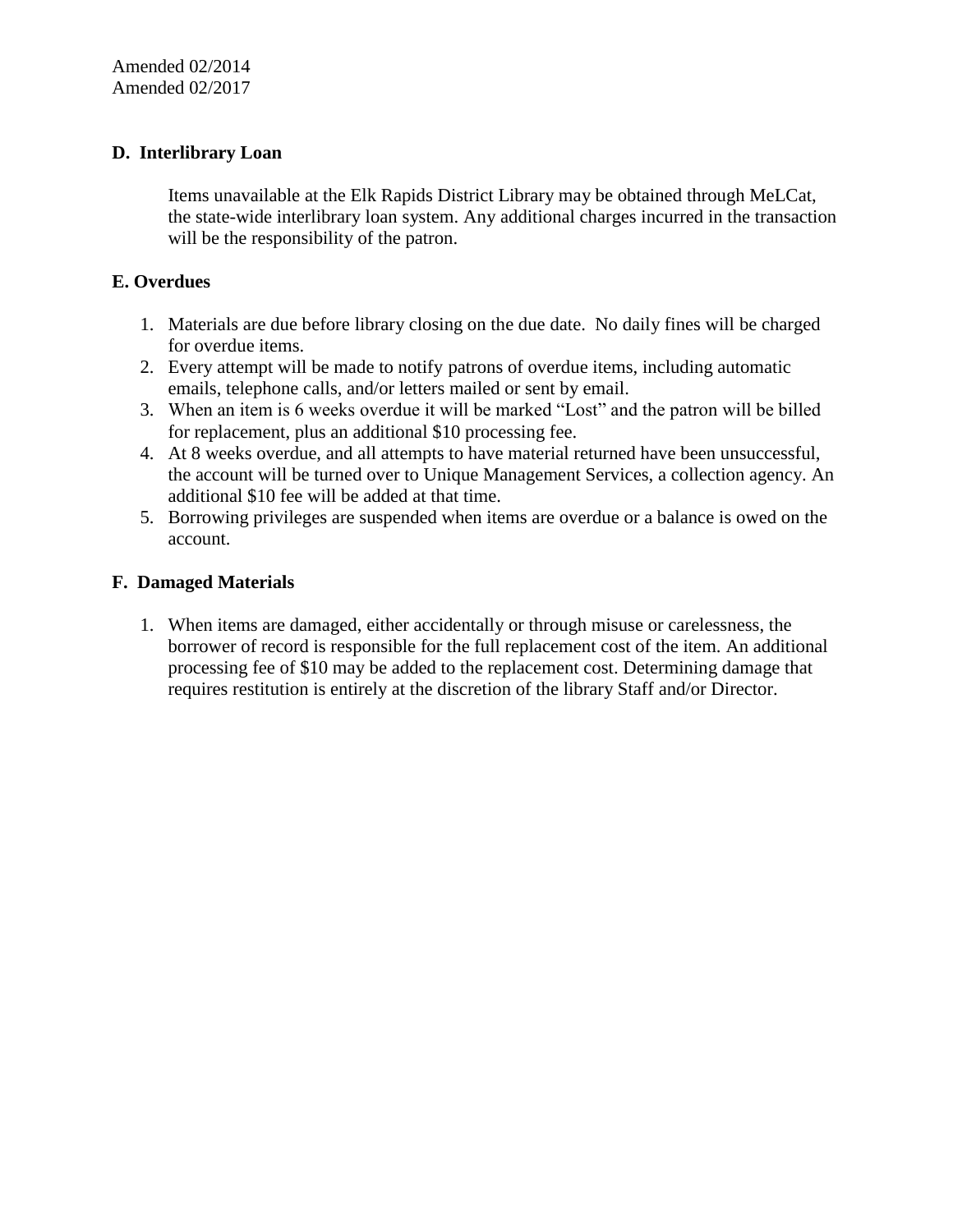Amended 02/2014
Amended 02/2017

**D. Interlibrary Loan**

Items unavailable at the Elk Rapids District Library may be obtained through MeLCat, the state-wide interlibrary loan system. Any additional charges incurred in the transaction will be the responsibility of the patron.

**E. Overdues**

1. Materials are due before library closing on the due date. No daily fines will be charged for overdue items.
2. Every attempt will be made to notify patrons of overdue items, including automatic emails, telephone calls, and/or letters mailed or sent by email.
3. When an item is 6 weeks overdue it will be marked "Lost" and the patron will be billed for replacement, plus an additional $10 processing fee.
4. At 8 weeks overdue, and all attempts to have material returned have been unsuccessful, the account will be turned over to Unique Management Services, a collection agency. An additional $10 fee will be added at that time.
5. Borrowing privileges are suspended when items are overdue or a balance is owed on the account.

**F. Damaged Materials**

1. When items are damaged, either accidentally or through misuse or carelessness, the borrower of record is responsible for the full replacement cost of the item. An additional processing fee of $10 may be added to the replacement cost. Determining damage that requires restitution is entirely at the discretion of the library Staff and/or Director.